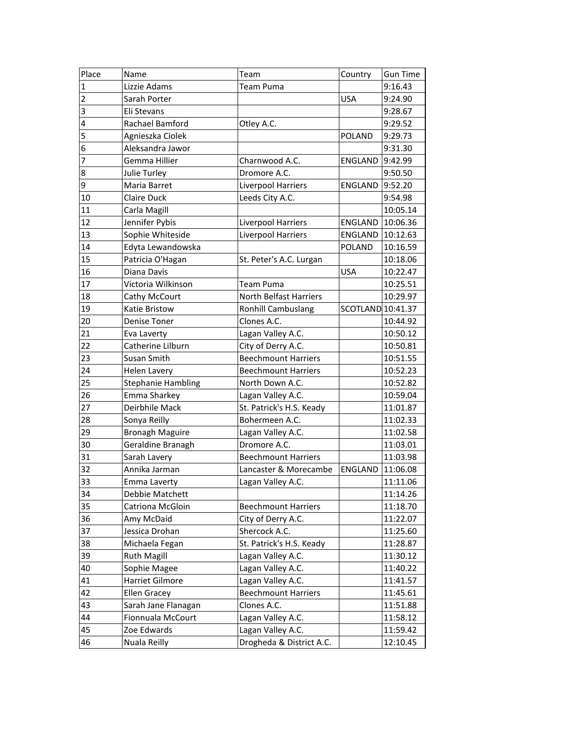| Place | Name | Team | Country | Gun Time |
| --- | --- | --- | --- | --- |
| 1 | Lizzie Adams | Team Puma | | 9:16.43 |
| 2 | Sarah Porter | | USA | 9:24.90 |
| 3 | Eli Stevans | | | 9:28.67 |
| 4 | Rachael Bamford | Otley A.C. | | 9:29.52 |
| 5 | Agnieszka Ciolek | | POLAND | 9:29.73 |
| 6 | Aleksandra Jawor | | | 9:31.30 |
| 7 | Gemma Hillier | Charnwood A.C. | ENGLAND | 9:42.99 |
| 8 | Julie Turley | Dromore A.C. | | 9:50.50 |
| 9 | Maria Barret | Liverpool Harriers | ENGLAND | 9:52.20 |
| 10 | Claire Duck | Leeds City A.C. | | 9:54.98 |
| 11 | Carla Magill | | | 10:05.14 |
| 12 | Jennifer Pybis | Liverpool Harriers | ENGLAND | 10:06.36 |
| 13 | Sophie Whiteside | Liverpool Harriers | ENGLAND | 10:12.63 |
| 14 | Edyta Lewandowska | | POLAND | 10:16.59 |
| 15 | Patricia O'Hagan | St. Peter's A.C. Lurgan | | 10:18.06 |
| 16 | Diana Davis | | USA | 10:22.47 |
| 17 | Victoria Wilkinson | Team Puma | | 10:25.51 |
| 18 | Cathy McCourt | North Belfast Harriers | | 10:29.97 |
| 19 | Katie Bristow | Ronhill Cambuslang | SCOTLAND | 10:41.37 |
| 20 | Denise Toner | Clones A.C. | | 10:44.92 |
| 21 | Eva Laverty | Lagan Valley A.C. | | 10:50.12 |
| 22 | Catherine Lilburn | City of Derry A.C. | | 10:50.81 |
| 23 | Susan Smith | Beechmount Harriers | | 10:51.55 |
| 24 | Helen Lavery | Beechmount Harriers | | 10:52.23 |
| 25 | Stephanie Hambling | North Down A.C. | | 10:52.82 |
| 26 | Emma Sharkey | Lagan Valley A.C. | | 10:59.04 |
| 27 | Deirbhile Mack | St. Patrick's H.S. Keady | | 11:01.87 |
| 28 | Sonya Reilly | Bohermeen A.C. | | 11:02.33 |
| 29 | Bronagh Maguire | Lagan Valley A.C. | | 11:02.58 |
| 30 | Geraldine Branagh | Dromore A.C. | | 11:03.01 |
| 31 | Sarah Lavery | Beechmount Harriers | | 11:03.98 |
| 32 | Annika Jarman | Lancaster & Morecambe | ENGLAND | 11:06.08 |
| 33 | Emma Laverty | Lagan Valley A.C. | | 11:11.06 |
| 34 | Debbie Matchett | | | 11:14.26 |
| 35 | Catriona McGloin | Beechmount Harriers | | 11:18.70 |
| 36 | Amy McDaid | City of Derry A.C. | | 11:22.07 |
| 37 | Jessica Drohan | Shercock A.C. | | 11:25.60 |
| 38 | Michaela Fegan | St. Patrick's H.S. Keady | | 11:28.87 |
| 39 | Ruth Magill | Lagan Valley A.C. | | 11:30.12 |
| 40 | Sophie Magee | Lagan Valley A.C. | | 11:40.22 |
| 41 | Harriet Gilmore | Lagan Valley A.C. | | 11:41.57 |
| 42 | Ellen Gracey | Beechmount Harriers | | 11:45.61 |
| 43 | Sarah Jane Flanagan | Clones A.C. | | 11:51.88 |
| 44 | Fionnuala McCourt | Lagan Valley A.C. | | 11:58.12 |
| 45 | Zoe Edwards | Lagan Valley A.C. | | 11:59.42 |
| 46 | Nuala Reilly | Drogheda & District A.C. | | 12:10.45 |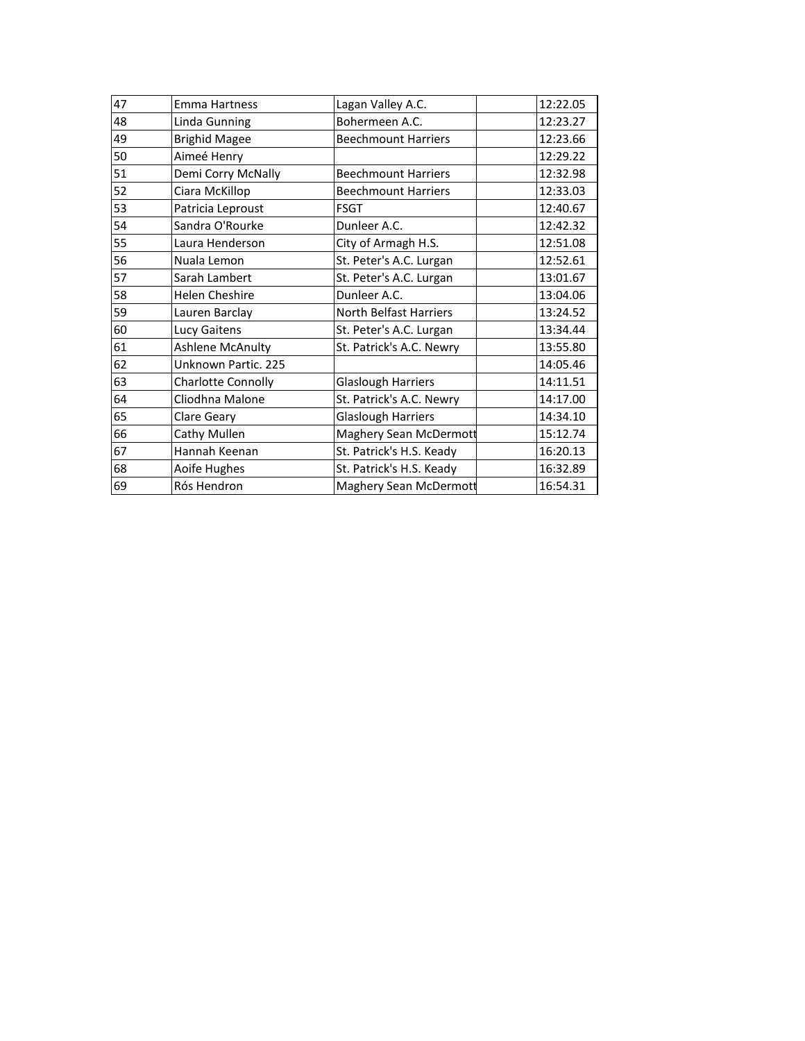| | | | | |
|---|---|---|---|---|
| 47 | Emma Hartness | Lagan Valley A.C. | | 12:22.05 |
| 48 | Linda Gunning | Bohermeen A.C. | | 12:23.27 |
| 49 | Brighid Magee | Beechmount Harriers | | 12:23.66 |
| 50 | Aimeé Henry | | | 12:29.22 |
| 51 | Demi Corry McNally | Beechmount Harriers | | 12:32.98 |
| 52 | Ciara McKillop | Beechmount Harriers | | 12:33.03 |
| 53 | Patricia Leproust | FSGT | | 12:40.67 |
| 54 | Sandra O'Rourke | Dunleer A.C. | | 12:42.32 |
| 55 | Laura Henderson | City of Armagh H.S. | | 12:51.08 |
| 56 | Nuala Lemon | St. Peter's A.C. Lurgan | | 12:52.61 |
| 57 | Sarah Lambert | St. Peter's A.C. Lurgan | | 13:01.67 |
| 58 | Helen Cheshire | Dunleer A.C. | | 13:04.06 |
| 59 | Lauren Barclay | North Belfast Harriers | | 13:24.52 |
| 60 | Lucy Gaitens | St. Peter's A.C. Lurgan | | 13:34.44 |
| 61 | Ashlene McAnulty | St. Patrick's A.C. Newry | | 13:55.80 |
| 62 | Unknown Partic. 225 | | | 14:05.46 |
| 63 | Charlotte Connolly | Glaslough Harriers | | 14:11.51 |
| 64 | Cliodhna Malone | St. Patrick's A.C. Newry | | 14:17.00 |
| 65 | Clare Geary | Glaslough Harriers | | 14:34.10 |
| 66 | Cathy Mullen | Maghery Sean McDermott | | 15:12.74 |
| 67 | Hannah Keenan | St. Patrick's H.S. Keady | | 16:20.13 |
| 68 | Aoife Hughes | St. Patrick's H.S. Keady | | 16:32.89 |
| 69 | Rós Hendron | Maghery Sean McDermott | | 16:54.31 |